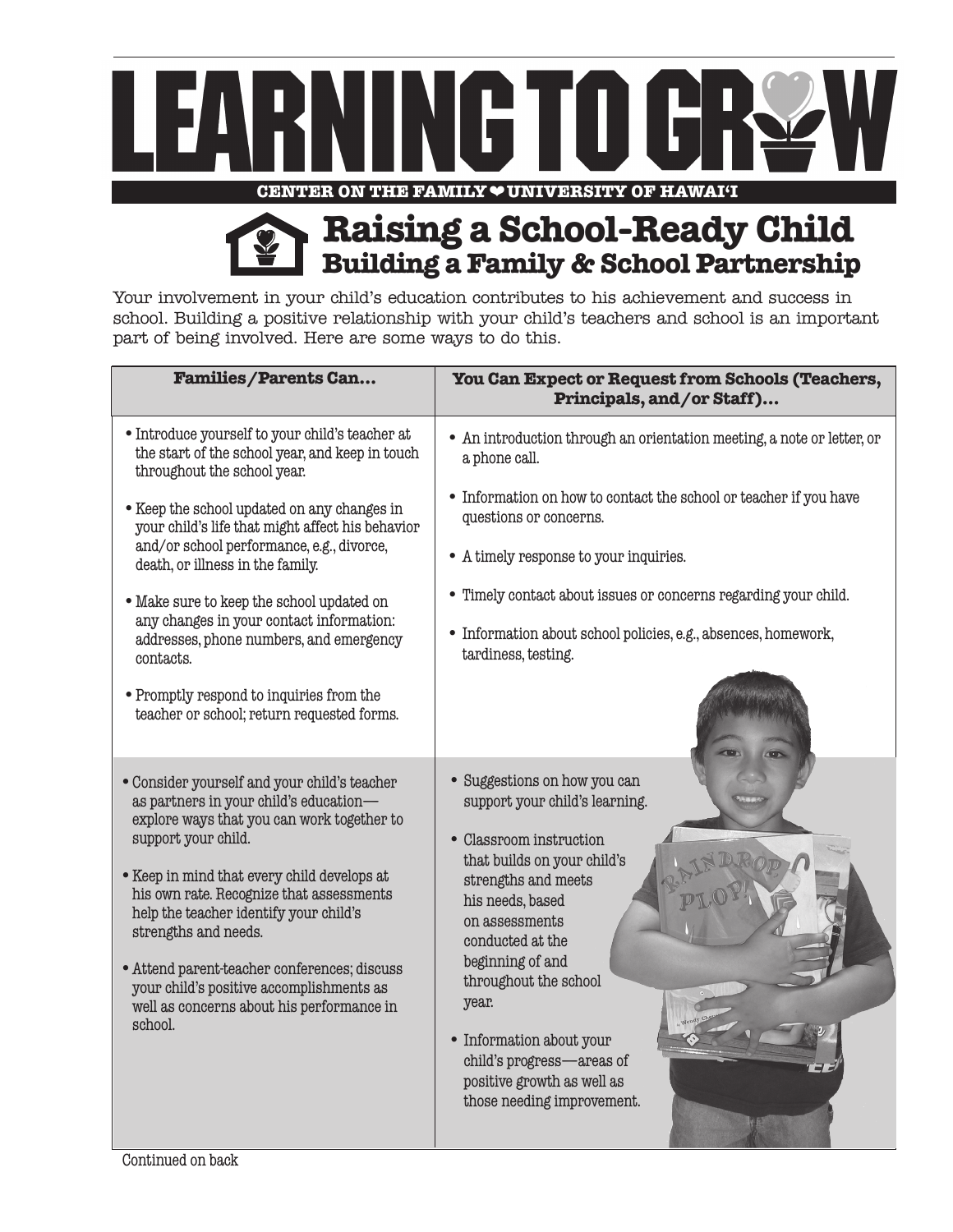# LEARNING TO GROW

CENTER ON THE FAMILY ❤ UNIVERSITY OF HAWAI'I

## Raising a School-Ready Child

### Building a Family & School Partnership

Your involvement in your child's education contributes to his achievement and success in school. Building a positive relationship with your child's teachers and school is an important part of being involved. Here are some ways to do this.

| Families/Parents Can... | You Can Expect or Request from Schools (Teachers, Principals, and/or Staff)... |
|---|---|
| • Introduce yourself to your child's teacher at the start of the school year, and keep in touch throughout the school year.<br>• Keep the school updated on any changes in your child's life that might affect his behavior and/or school performance, e.g., divorce, death, or illness in the family.<br>• Make sure to keep the school updated on any changes in your contact information: addresses, phone numbers, and emergency contacts.<br>• Promptly respond to inquiries from the teacher or school; return requested forms. | • An introduction through an orientation meeting, a note or letter, or a phone call.<br>• Information on how to contact the school or teacher if you have questions or concerns.<br>• A timely response to your inquiries.<br>• Timely contact about issues or concerns regarding your child.<br>• Information about school policies, e.g., absences, homework, tardiness, testing. |
| • Consider yourself and your child's teacher as partners in your child's education—explore ways that you can work together to support your child.<br>• Keep in mind that every child develops at his own rate. Recognize that assessments help the teacher identify your child's strengths and needs.<br>• Attend parent-teacher conferences; discuss your child's positive accomplishments as well as concerns about his performance in school. | • Suggestions on how you can support your child's learning.<br>• Classroom instruction that builds on your child's strengths and meets his needs, based on assessments conducted at the beginning of and throughout the school year.<br>• Information about your child's progress—areas of positive growth as well as those needing improvement. |

Continued on back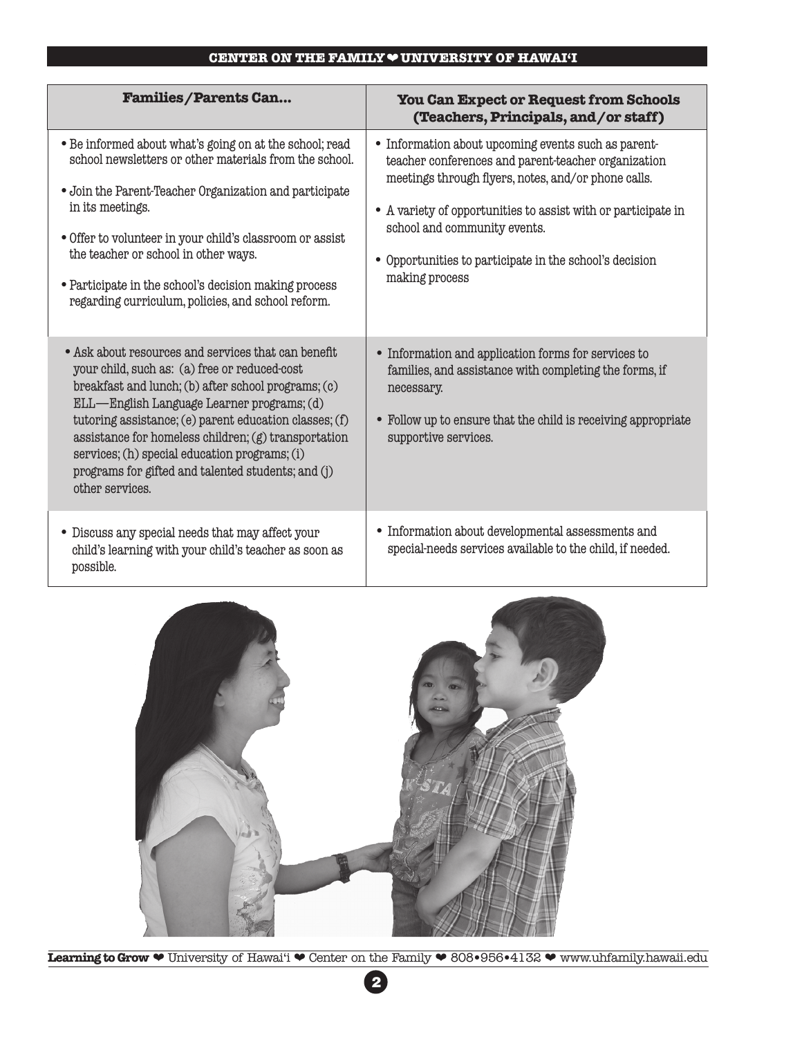| Families/Parents Can... | You Can Expect or Request from Schools (Teachers, Principals, and/or staff) |
|---|---|
| • Be informed about what's going on at the school; read school newsletters or other materials from the school.<br><br>• Join the Parent-Teacher Organization and participate in its meetings.<br><br>• Offer to volunteer in your child's classroom or assist the teacher or school in other ways.<br><br>• Participate in the school's decision making process regarding curriculum, policies, and school reform. | • Information about upcoming events such as parent-teacher conferences and parent-teacher organization meetings through flyers, notes, and/or phone calls.<br><br>• A variety of opportunities to assist with or participate in school and community events.<br><br>• Opportunities to participate in the school's decision making process |
| • Ask about resources and services that can benefit your child, such as: (a) free or reduced-cost breakfast and lunch; (b) after school programs; (c) ELL—English Language Learner programs; (d) tutoring assistance; (e) parent education classes; (f) assistance for homeless children; (g) transportation services; (h) special education programs; (i) programs for gifted and talented students; and (j) other services. | • Information and application forms for services to families, and assistance with completing the forms, if necessary.<br><br>• Follow up to ensure that the child is receiving appropriate supportive services. |
| • Discuss any special needs that may affect your child's learning with your child's teacher as soon as possible. | • Information about developmental assessments and special-needs services available to the child, if needed. |